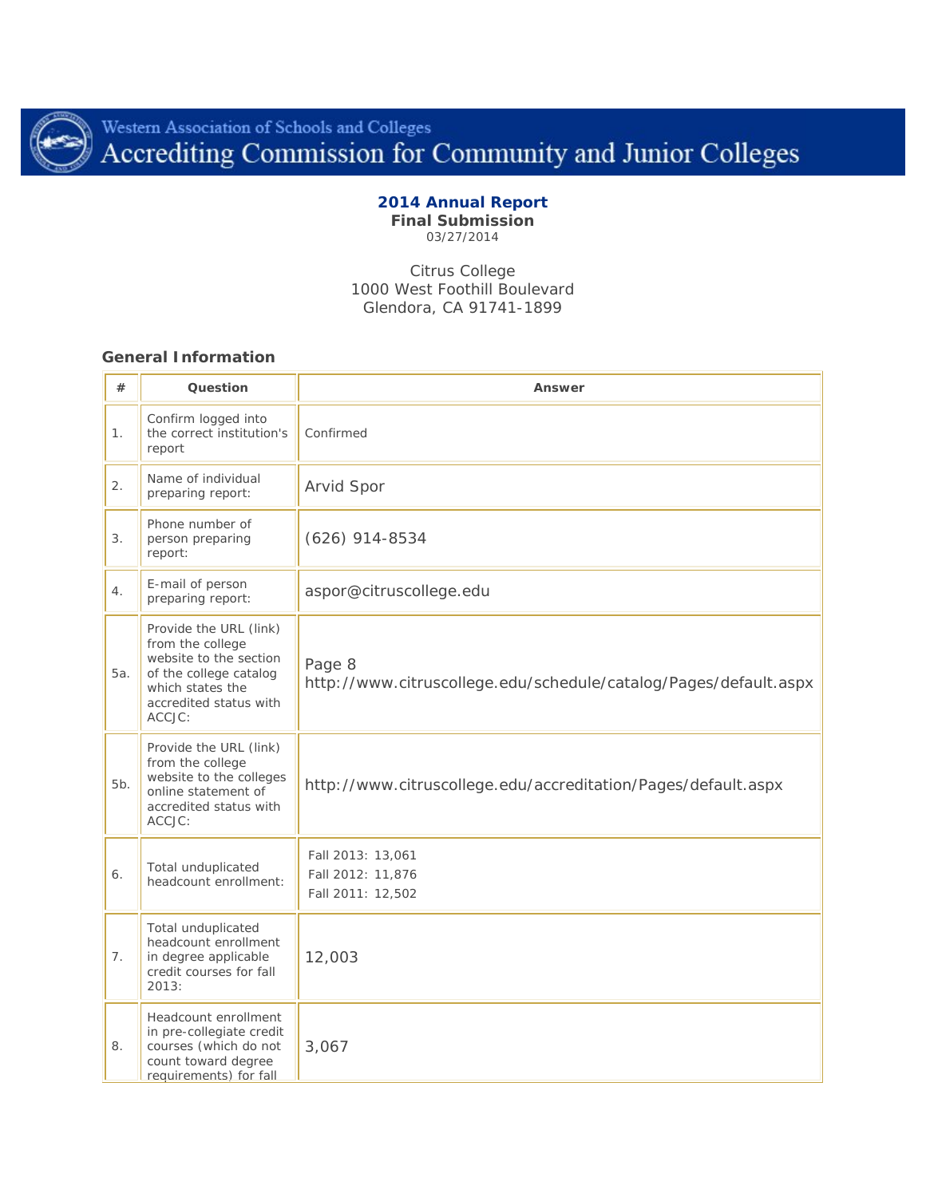Western Association of Schools and Colleges
# Accrediting Commission for Community and Junior Colleges

**2014 Annual Report**
**Final Submission**
03/27/2014

Citrus College
1000 West Foothill Boulevard
Glendora, CA 91741-1899

## General Information

| # | Question | Answer |
|---|---|---|
| 1. | Confirm logged into the correct institution's report | Confirmed |
| 2. | Name of individual preparing report: | Arvid Spor |
| 3. | Phone number of person preparing report: | (626) 914-8534 |
| 4. | E-mail of person preparing report: | aspor@citruscollege.edu |
| 5a. | Provide the URL (link) from the college website to the section of the college catalog which states the accredited status with ACCJC: | Page 8 http://www.citruscollege.edu/schedule/catalog/Pages/default.aspx |
| 5b. | Provide the URL (link) from the college website to the colleges online statement of accredited status with ACCJC: | http://www.citruscollege.edu/accreditation/Pages/default.aspx |
| 6. | Total unduplicated headcount enrollment: | Fall 2013: 13,061<br>Fall 2012: 11,876<br>Fall 2011: 12,502 |
| 7. | Total unduplicated headcount enrollment in degree applicable credit courses for fall 2013: | 12,003 |
| 8. | Headcount enrollment in pre-collegiate credit courses (which do not count toward degree requirements) for fall | 3,067 |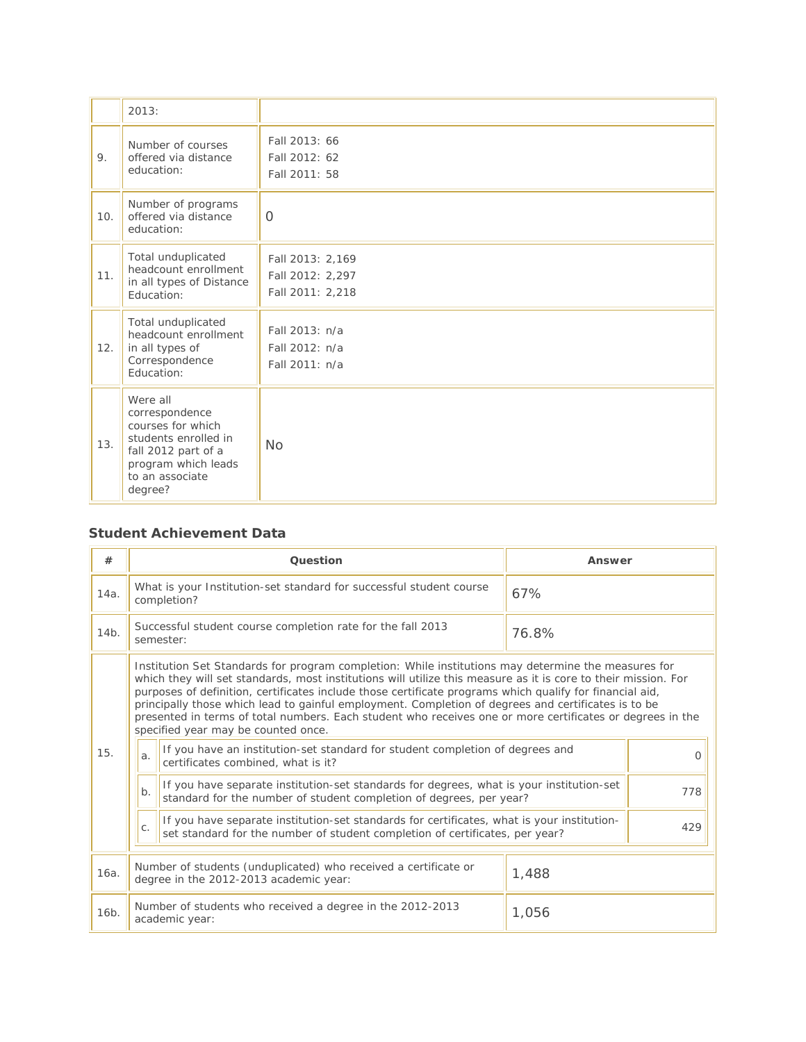| | | |
|---|---|---|
| | 2013: | |
| 9. | Number of courses offered via distance education: | Fall 2013: 66<br>Fall 2012: 62<br>Fall 2011: 58 |
| 10. | Number of programs offered via distance education: | 0 |
| 11. | Total unduplicated headcount enrollment in all types of Distance Education: | Fall 2013: 2,169<br>Fall 2012: 2,297<br>Fall 2011: 2,218 |
| 12. | Total unduplicated headcount enrollment in all types of Correspondence Education: | Fall 2013: n/a<br>Fall 2012: n/a<br>Fall 2011: n/a |
| 13. | Were all correspondence courses for which students enrolled in fall 2012 part of a program which leads to an associate degree? | No |

### Student Achievement Data

| # | Question | Answer |
|---|---|---|
| 14a. | What is your Institution-set standard for successful student course completion? | 67% |
| 14b. | Successful student course completion rate for the fall 2013 semester: | 76.8% |
| 15. | Institution Set Standards for program completion: While institutions may determine the measures for which they will set standards, most institutions will utilize this measure as it is core to their mission. For purposes of definition, certificates include those certificate programs which qualify for financial aid, principally those which lead to gainful employment. Completion of degrees and certificates is to be presented in terms of total numbers. Each student who receives one or more certificates or degrees in the specified year may be counted once. | |
| | a. If you have an institution-set standard for student completion of degrees and certificates combined, what is it? | 0 |
| | b. If you have separate institution-set standards for degrees, what is your institution-set standard for the number of student completion of degrees, per year? | 778 |
| | c. If you have separate institution-set standards for certificates, what is your institution-set standard for the number of student completion of certificates, per year? | 429 |
| 16a. | Number of students (unduplicated) who received a certificate or degree in the 2012-2013 academic year: | 1,488 |
| 16b. | Number of students who received a degree in the 2012-2013 academic year: | 1,056 |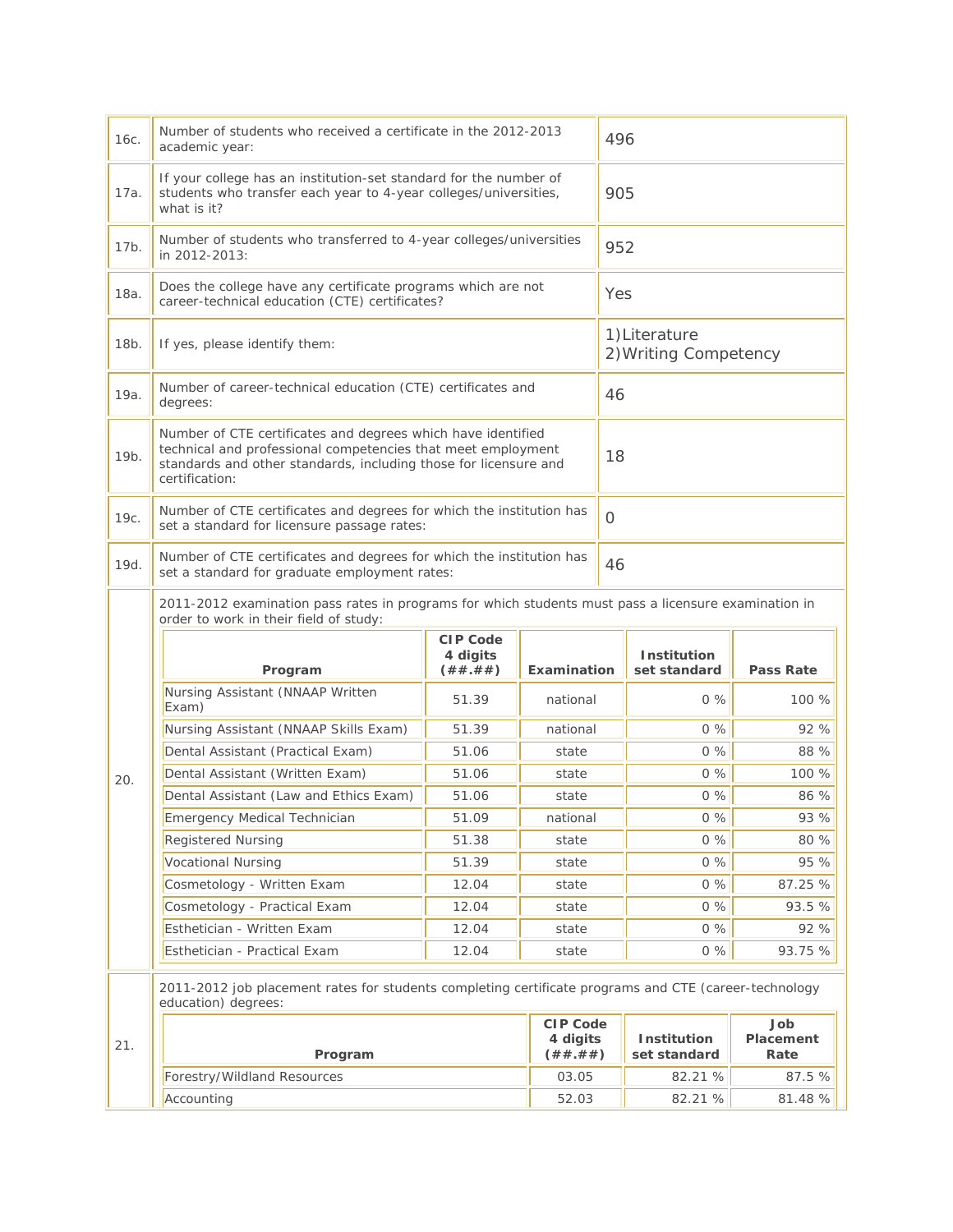| | | |
|---|---|---|
| 16c. | Number of students who received a certificate in the 2012-2013 academic year: | 496 |
| 17a. | If your college has an institution-set standard for the number of students who transfer each year to 4-year colleges/universities, what is it? | 905 |
| 17b. | Number of students who transferred to 4-year colleges/universities in 2012-2013: | 952 |
| 18a. | Does the college have any certificate programs which are not career-technical education (CTE) certificates? | Yes |
| 18b. | If yes, please identify them: | 1)Literature<br>2)Writing Competency |
| 19a. | Number of career-technical education (CTE) certificates and degrees: | 46 |
| 19b. | Number of CTE certificates and degrees which have identified technical and professional competencies that meet employment standards and other standards, including those for licensure and certification: | 18 |
| 19c. | Number of CTE certificates and degrees for which the institution has set a standard for licensure passage rates: | 0 |
| 19d. | Number of CTE certificates and degrees for which the institution has set a standard for graduate employment rates: | 46 |

**20.** 2011-2012 examination pass rates in programs for which students must pass a licensure examination in order to work in their field of study:

| Program | CIP Code 4 digits (##.##) | Examination | Institution set standard | Pass Rate |
|---|---|---|---|---|
| Nursing Assistant (NNAAP Written Exam) | 51.39 | national | 0 % | 100 % |
| Nursing Assistant (NNAAP Skills Exam) | 51.39 | national | 0 % | 92 % |
| Dental Assistant (Practical Exam) | 51.06 | state | 0 % | 88 % |
| Dental Assistant (Written Exam) | 51.06 | state | 0 % | 100 % |
| Dental Assistant (Law and Ethics Exam) | 51.06 | state | 0 % | 86 % |
| Emergency Medical Technician | 51.09 | national | 0 % | 93 % |
| Registered Nursing | 51.38 | state | 0 % | 80 % |
| Vocational Nursing | 51.39 | state | 0 % | 95 % |
| Cosmetology - Written Exam | 12.04 | state | 0 % | 87.25 % |
| Cosmetology - Practical Exam | 12.04 | state | 0 % | 93.5 % |
| Esthetician - Written Exam | 12.04 | state | 0 % | 92 % |
| Esthetician - Practical Exam | 12.04 | state | 0 % | 93.75 % |

**21.** 2011-2012 job placement rates for students completing certificate programs and CTE (career-technology education) degrees:

| Program | CIP Code 4 digits (##.##) | Institution set standard | Job Placement Rate |
|---|---|---|---|
| Forestry/Wildland Resources | 03.05 | 82.21 % | 87.5 % |
| Accounting | 52.03 | 82.21 % | 81.48 % |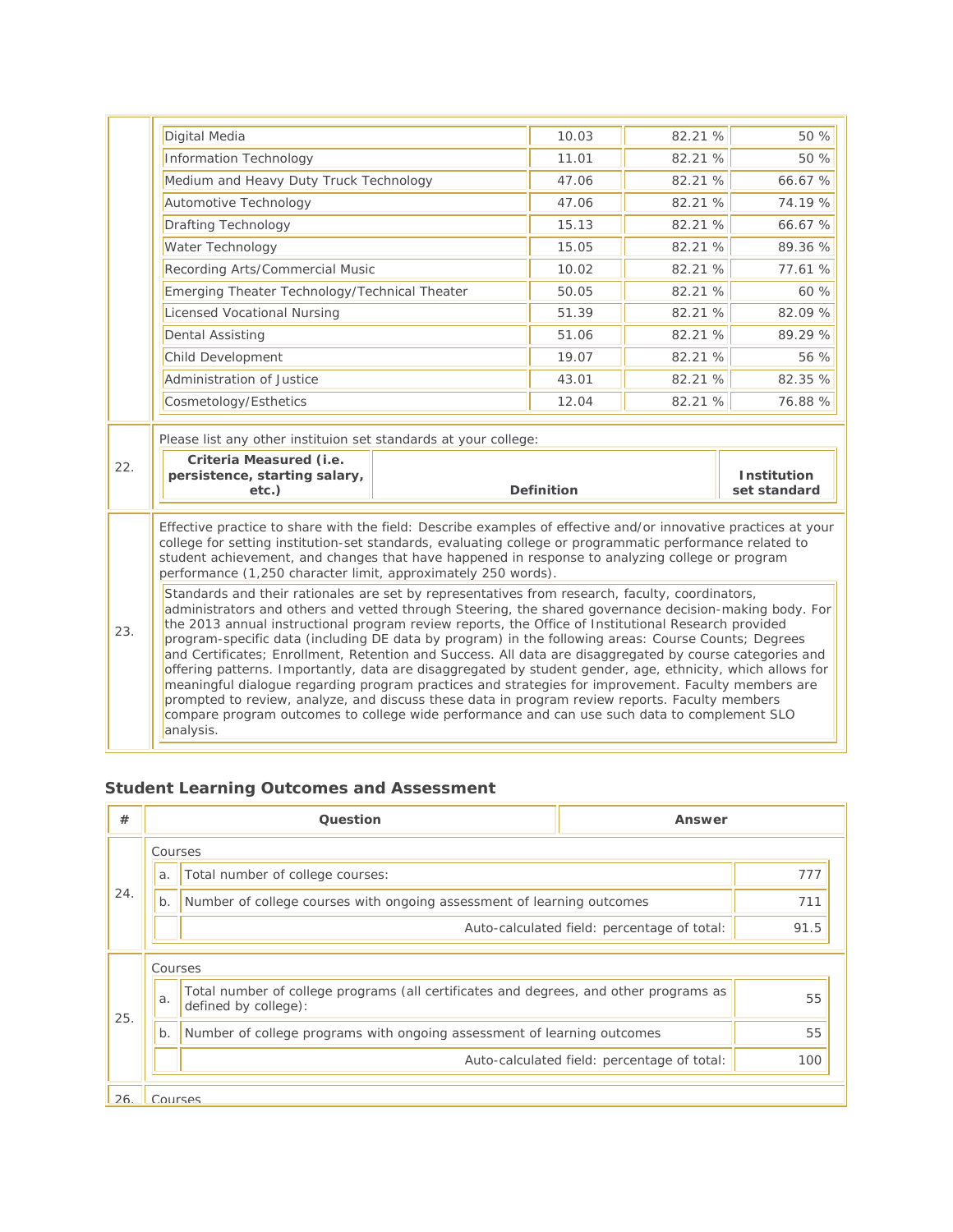| | | | | |
|---|---|---|---|---|
| | Digital Media | 10.03 | 82.21 % | 50 % |
| | Information Technology | 11.01 | 82.21 % | 50 % |
| | Medium and Heavy Duty Truck Technology | 47.06 | 82.21 % | 66.67 % |
| | Automotive Technology | 47.06 | 82.21 % | 74.19 % |
| | Drafting Technology | 15.13 | 82.21 % | 66.67 % |
| | Water Technology | 15.05 | 82.21 % | 89.36 % |
| | Recording Arts/Commercial Music | 10.02 | 82.21 % | 77.61 % |
| | Emerging Theater Technology/Technical Theater | 50.05 | 82.21 % | 60 % |
| | Licensed Vocational Nursing | 51.39 | 82.21 % | 82.09 % |
| | Dental Assisting | 51.06 | 82.21 % | 89.29 % |
| | Child Development | 19.07 | 82.21 % | 56 % |
| | Administration of Justice | 43.01 | 82.21 % | 82.35 % |
| | Cosmetology/Esthetics | 12.04 | 82.21 % | 76.88 % |

22\. Please list any other instituion set standards at your college:

| Criteria Measured (i.e. persistence, starting salary, etc.) | Definition | Institution set standard |
|---|---|---|

23\. Effective practice to share with the field: Describe examples of effective and/or innovative practices at your college for setting institution-set standards, evaluating college or programmatic performance related to student achievement, and changes that have happened in response to analyzing college or program performance (1,250 character limit, approximately 250 words).

Standards and their rationales are set by representatives from research, faculty, coordinators, administrators and others and vetted through Steering, the shared governance decision-making body. For the 2013 annual instructional program review reports, the Office of Institutional Research provided program-specific data (including DE data by program) in the following areas: Course Counts; Degrees and Certificates; Enrollment, Retention and Success. All data are disaggregated by course categories and offering patterns. Importantly, data are disaggregated by student gender, age, ethnicity, which allows for meaningful dialogue regarding program practices and strategies for improvement. Faculty members are prompted to review, analyze, and discuss these data in program review reports. Faculty members compare program outcomes to college wide performance and can use such data to complement SLO analysis.

## Student Learning Outcomes and Assessment

| # | Question | | Answer |
|---|---|---|---|
| 24. | Courses | | |
| | a. | Total number of college courses: | 777 |
| | b. | Number of college courses with ongoing assessment of learning outcomes | 711 |
| | | Auto-calculated field: percentage of total: | 91.5 |
| 25. | Courses | | |
| | a. | Total number of college programs (all certificates and degrees, and other programs as defined by college): | 55 |
| | b. | Number of college programs with ongoing assessment of learning outcomes | 55 |
| | | Auto-calculated field: percentage of total: | 100 |
| 26. | Courses | | |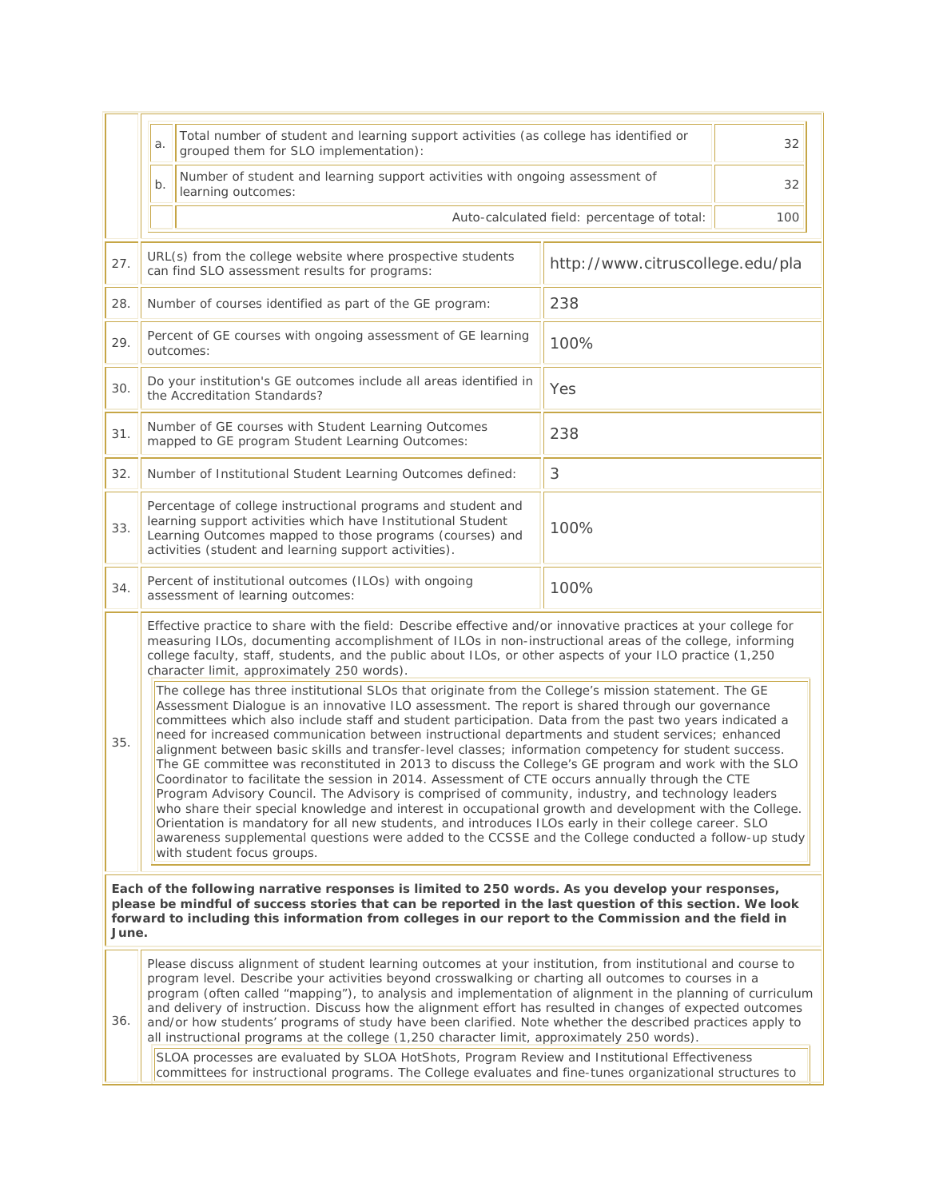| | | | |
|---|---|---|---|
| | a. | Total number of student and learning support activities (as college has identified or grouped them for SLO implementation): | 32 |
| | b. | Number of student and learning support activities with ongoing assessment of learning outcomes: | 32 |
| | | Auto-calculated field: percentage of total: | 100 |

| | | |
|---|---|---|
| 27. | URL(s) from the college website where prospective students can find SLO assessment results for programs: | http://www.citruscollege.edu/pla |
| 28. | Number of courses identified as part of the GE program: | 238 |
| 29. | Percent of GE courses with ongoing assessment of GE learning outcomes: | 100% |
| 30. | Do your institution's GE outcomes include all areas identified in the Accreditation Standards? | Yes |
| 31. | Number of GE courses with Student Learning Outcomes mapped to GE program Student Learning Outcomes: | 238 |
| 32. | Number of Institutional Student Learning Outcomes defined: | 3 |
| 33. | Percentage of college instructional programs and student and learning support activities which have Institutional Student Learning Outcomes mapped to those programs (courses) and activities (student and learning support activities). | 100% |
| 34. | Percent of institutional outcomes (ILOs) with ongoing assessment of learning outcomes: | 100% |

35. Effective practice to share with the field: Describe effective and/or innovative practices at your college for measuring ILOs, documenting accomplishment of ILOs in non-instructional areas of the college, informing college faculty, staff, students, and the public about ILOs, or other aspects of your ILO practice (1,250 character limit, approximately 250 words).

> The college has three institutional SLOs that originate from the College's mission statement. The GE Assessment Dialogue is an innovative ILO assessment. The report is shared through our governance committees which also include staff and student participation. Data from the past two years indicated a need for increased communication between instructional departments and student services; enhanced alignment between basic skills and transfer-level classes; information competency for student success. The GE committee was reconstituted in 2013 to discuss the College's GE program and work with the SLO Coordinator to facilitate the session in 2014. Assessment of CTE occurs annually through the CTE Program Advisory Council. The Advisory is comprised of community, industry, and technology leaders who share their special knowledge and interest in occupational growth and development with the College. Orientation is mandatory for all new students, and introduces ILOs early in their college career. SLO awareness supplemental questions were added to the CCSSE and the College conducted a follow-up study with student focus groups.

**Each of the following narrative responses is limited to 250 words. As you develop your responses, please be mindful of success stories that can be reported in the last question of this section. We look forward to including this information from colleges in our report to the Commission and the field in June.**

36. Please discuss alignment of student learning outcomes at your institution, from institutional and course to program level. Describe your activities beyond crosswalking or charting all outcomes to courses in a program (often called "mapping"), to analysis and implementation of alignment in the planning of curriculum and delivery of instruction. Discuss how the alignment effort has resulted in changes of expected outcomes and/or how students' programs of study have been clarified. Note whether the described practices apply to all instructional programs at the college (1,250 character limit, approximately 250 words).

> SLOA processes are evaluated by SLOA HotShots, Program Review and Institutional Effectiveness committees for instructional programs. The College evaluates and fine-tunes organizational structures to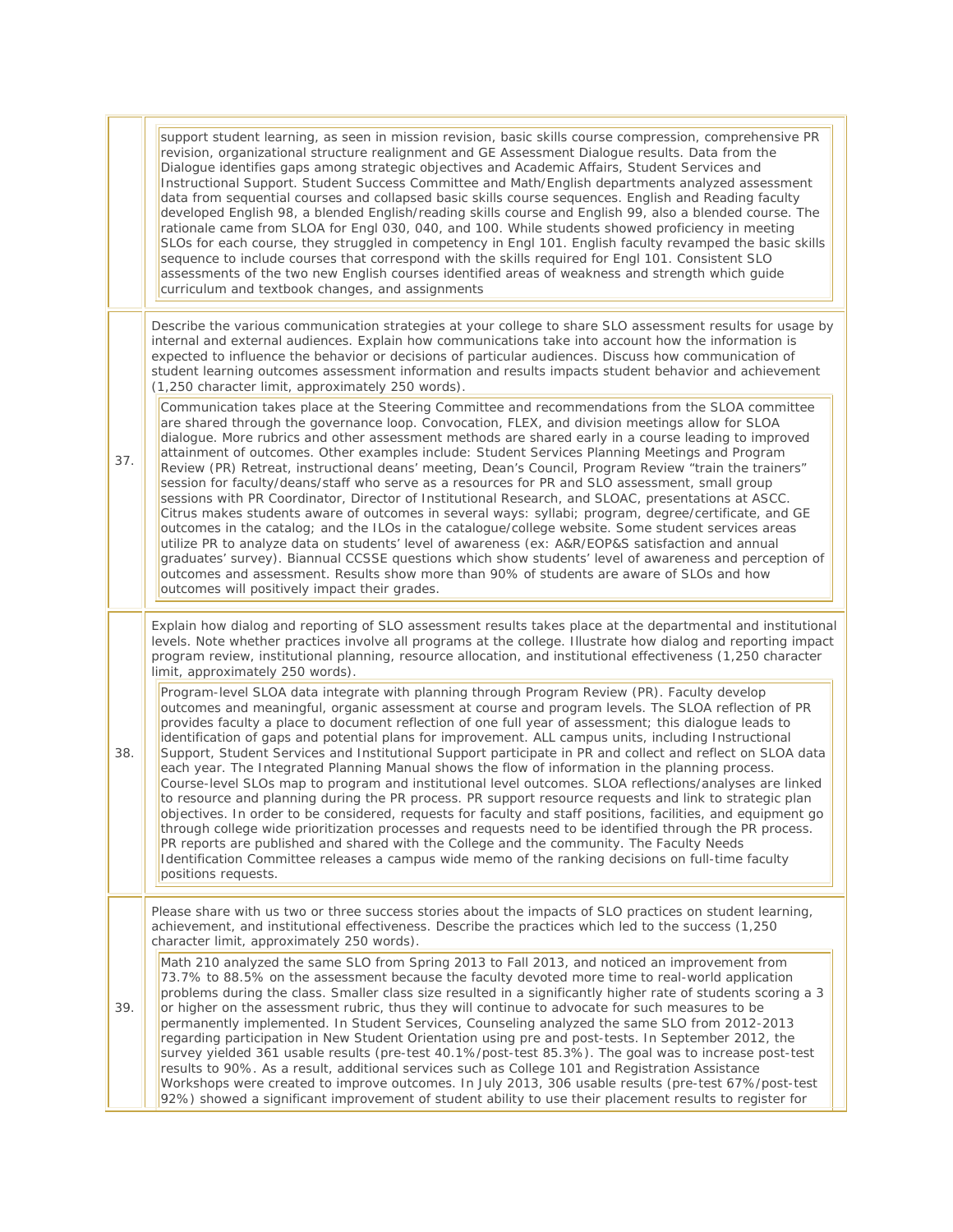| | |
|---|---|
| | support student learning, as seen in mission revision, basic skills course compression, comprehensive PR revision, organizational structure realignment and GE Assessment Dialogue results. Data from the Dialogue identifies gaps among strategic objectives and Academic Affairs, Student Services and Instructional Support. Student Success Committee and Math/English departments analyzed assessment data from sequential courses and collapsed basic skills course sequences. English and Reading faculty developed English 98, a blended English/reading skills course and English 99, also a blended course. The rationale came from SLOA for Engl 030, 040, and 100. While students showed proficiency in meeting SLOs for each course, they struggled in competency in Engl 101. English faculty revamped the basic skills sequence to include courses that correspond with the skills required for Engl 101. Consistent SLO assessments of the two new English courses identified areas of weakness and strength which guide curriculum and textbook changes, and assignments |
| 37. | Describe the various communication strategies at your college to share SLO assessment results for usage by internal and external audiences. Explain how communications take into account how the information is expected to influence the behavior or decisions of particular audiences. Discuss how communication of student learning outcomes assessment information and results impacts student behavior and achievement (1,250 character limit, approximately 250 words).<br><br>Communication takes place at the Steering Committee and recommendations from the SLOA committee are shared through the governance loop. Convocation, FLEX, and division meetings allow for SLOA dialogue. More rubrics and other assessment methods are shared early in a course leading to improved attainment of outcomes. Other examples include: Student Services Planning Meetings and Program Review (PR) Retreat, instructional deans' meeting, Dean's Council, Program Review "train the trainers" session for faculty/deans/staff who serve as a resources for PR and SLO assessment, small group sessions with PR Coordinator, Director of Institutional Research, and SLOAC, presentations at ASCC. Citrus makes students aware of outcomes in several ways: syllabi; program, degree/certificate, and GE outcomes in the catalog; and the ILOs in the catalogue/college website. Some student services areas utilize PR to analyze data on students' level of awareness (ex: A&R/EOP&S satisfaction and annual graduates' survey). Biannual CCSSE questions which show students' level of awareness and perception of outcomes and assessment. Results show more than 90% of students are aware of SLOs and how outcomes will positively impact their grades. |
| 38. | Explain how dialog and reporting of SLO assessment results takes place at the departmental and institutional levels. Note whether practices involve all programs at the college. Illustrate how dialog and reporting impact program review, institutional planning, resource allocation, and institutional effectiveness (1,250 character limit, approximately 250 words).<br><br>Program-level SLOA data integrate with planning through Program Review (PR). Faculty develop outcomes and meaningful, organic assessment at course and program levels. The SLOA reflection of PR provides faculty a place to document reflection of one full year of assessment; this dialogue leads to identification of gaps and potential plans for improvement. ALL campus units, including Instructional Support, Student Services and Institutional Support participate in PR and collect and reflect on SLOA data each year. The Integrated Planning Manual shows the flow of information in the planning process. Course-level SLOs map to program and institutional level outcomes. SLOA reflections/analyses are linked to resource and planning during the PR process. PR support resource requests and link to strategic plan objectives. In order to be considered, requests for faculty and staff positions, facilities, and equipment go through college wide prioritization processes and requests need to be identified through the PR process. PR reports are published and shared with the College and the community. The Faculty Needs Identification Committee releases a campus wide memo of the ranking decisions on full-time faculty positions requests. |
| 39. | Please share with us two or three success stories about the impacts of SLO practices on student learning, achievement, and institutional effectiveness. Describe the practices which led to the success (1,250 character limit, approximately 250 words).<br><br>Math 210 analyzed the same SLO from Spring 2013 to Fall 2013, and noticed an improvement from 73.7% to 88.5% on the assessment because the faculty devoted more time to real-world application problems during the class. Smaller class size resulted in a significantly higher rate of students scoring a 3 or higher on the assessment rubric, thus they will continue to advocate for such measures to be permanently implemented. In Student Services, Counseling analyzed the same SLO from 2012-2013 regarding participation in New Student Orientation using pre and post-tests. In September 2012, the survey yielded 361 usable results (pre-test 40.1%/post-test 85.3%). The goal was to increase post-test results to 90%. As a result, additional services such as College 101 and Registration Assistance Workshops were created to improve outcomes. In July 2013, 306 usable results (pre-test 67%/post-test 92%) showed a significant improvement of student ability to use their placement results to register for |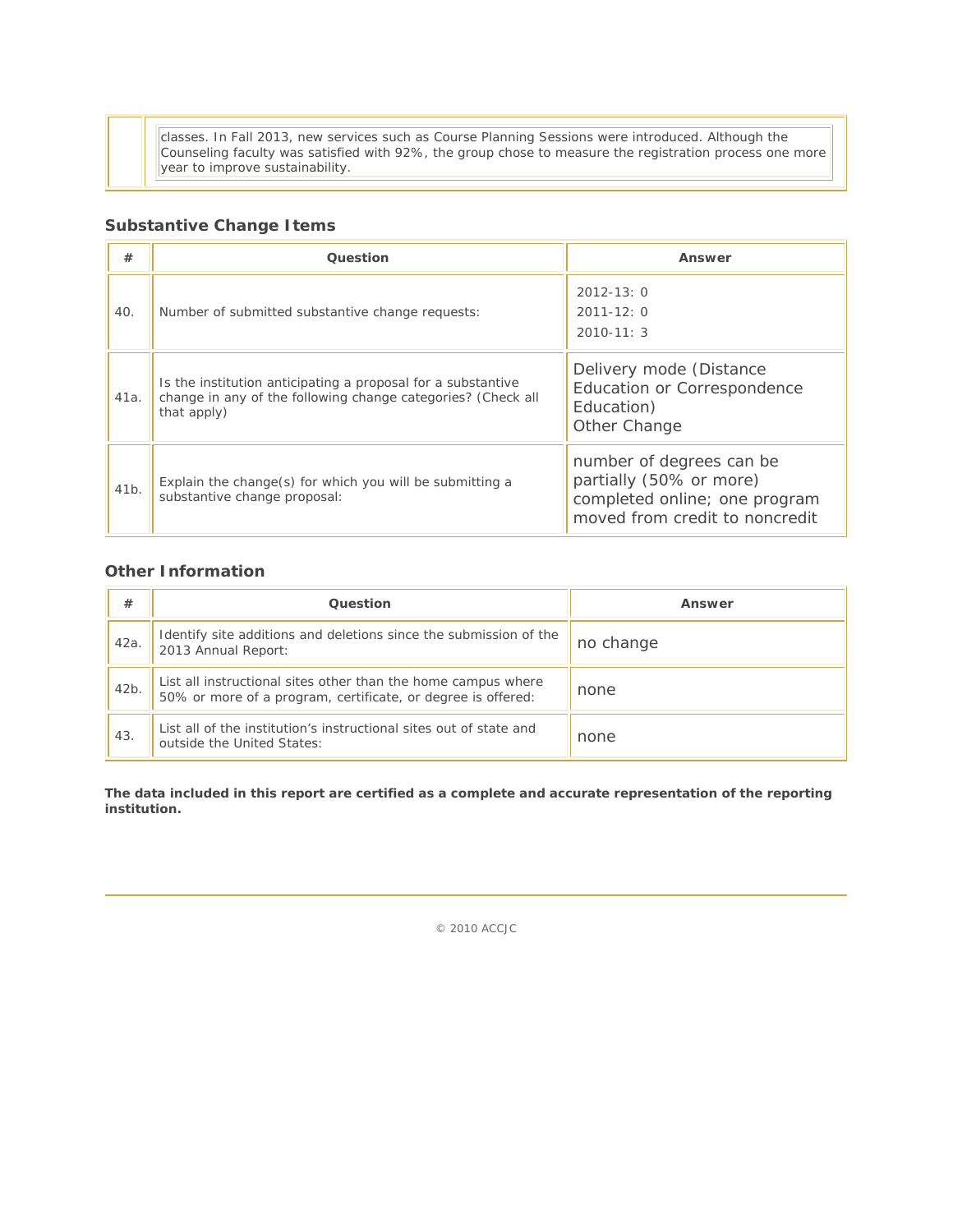| | |
|---|---|
| | classes. In Fall 2013, new services such as Course Planning Sessions were introduced. Although the Counseling faculty was satisfied with 92%, the group chose to measure the registration process one more year to improve sustainability. |

### Substantive Change Items

| # | Question | Answer |
|---|---|---|
| 40. | Number of submitted substantive change requests: | 2012-13: 0<br>2011-12: 0<br>2010-11: 3 |
| 41a. | Is the institution anticipating a proposal for a substantive change in any of the following change categories? (Check all that apply) | Delivery mode (Distance Education or Correspondence Education)<br>Other Change |
| 41b. | Explain the change(s) for which you will be submitting a substantive change proposal: | number of degrees can be partially (50% or more) completed online; one program moved from credit to noncredit |

### Other Information

| # | Question | Answer |
|---|---|---|
| 42a. | Identify site additions and deletions since the submission of the 2013 Annual Report: | no change |
| 42b. | List all instructional sites other than the home campus where 50% or more of a program, certificate, or degree is offered: | none |
| 43. | List all of the institution's instructional sites out of state and outside the United States: | none |

**The data included in this report are certified as a complete and accurate representation of the reporting institution.**

© 2010 ACCJC